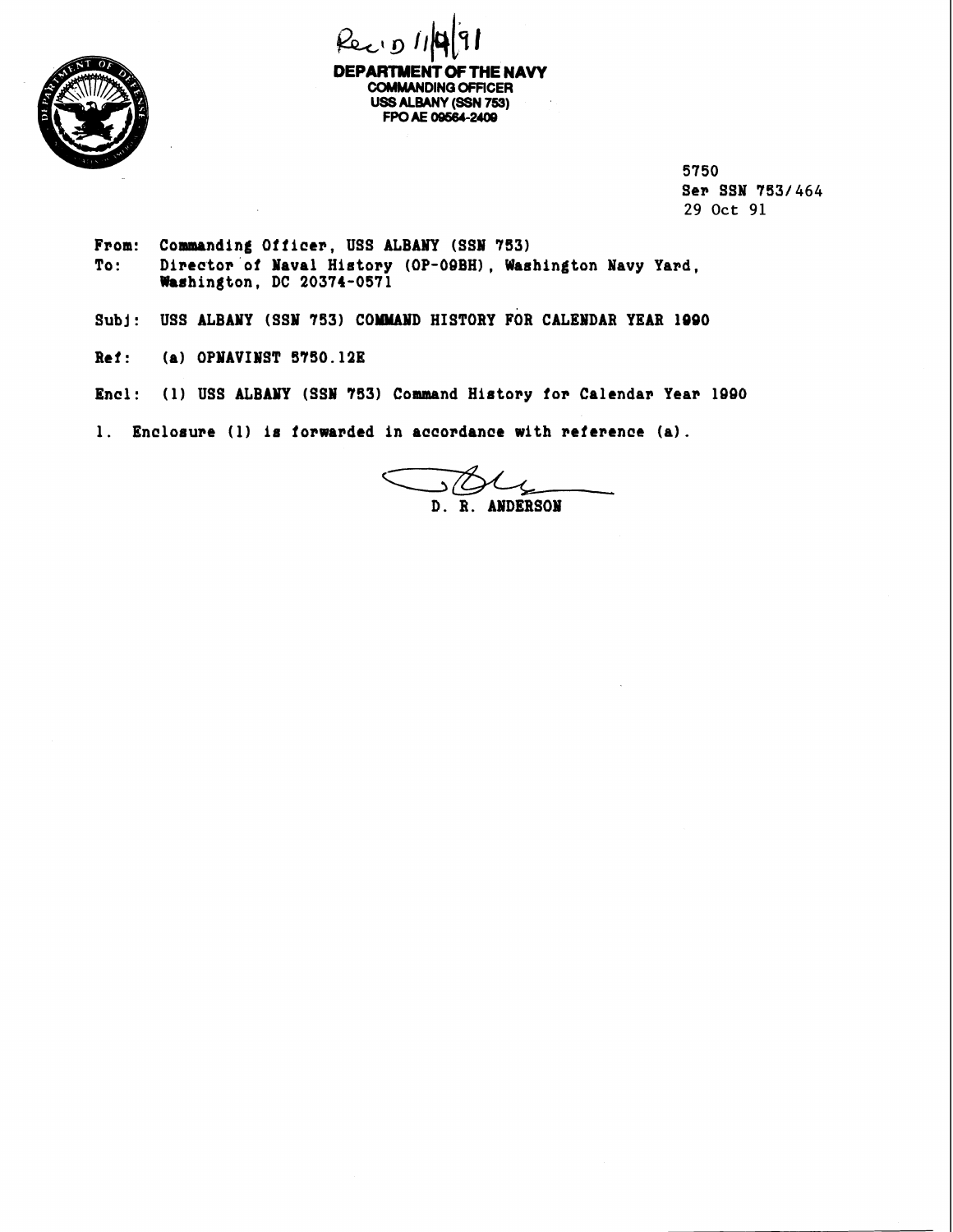Rec'D 11/9/91

**DEPARTMENT OF THE NAVY**
**COMMANDING OFFICER**
**USS ALBANY (SSN 753)**
**FPO AE 09564-2409**

5750
Ser SSN 753/464
29 Oct 91

From: Commanding Officer, USS ALBANY (SSN 753)
To: Director of Naval History (OP-09BH), Washington Navy Yard, Washington, DC 20374-0571

Subj: USS ALBANY (SSN 753) COMMAND HISTORY FOR CALENDAR YEAR 1990

Ref: (a) OPNAVINST 5750.12E

Encl: (1) USS ALBANY (SSN 753) Command History for Calendar Year 1990

1. Enclosure (1) is forwarded in accordance with reference (a).

D. R. ANDERSON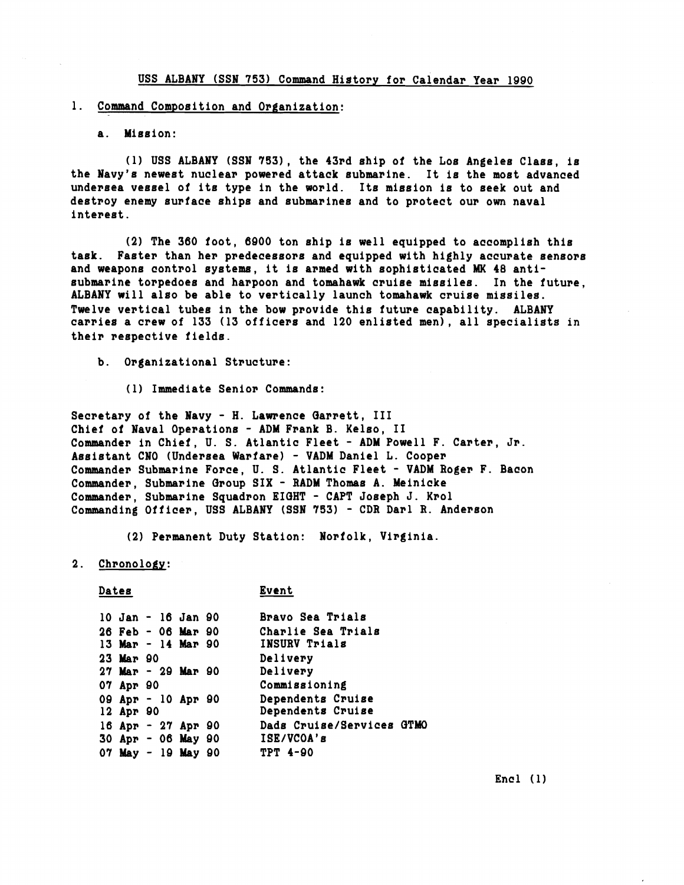# USS ALBANY (SSN 753) Command History for Calendar Year 1990

1. Command Composition and Organization:

   a. Mission:

      (1) USS ALBANY (SSN 753), the 43rd ship of the Los Angeles Class, is the Navy's newest nuclear powered attack submarine. It is the most advanced undersea vessel of its type in the world. Its mission is to seek out and destroy enemy surface ships and submarines and to protect our own naval interest.

      (2) The 360 foot, 6900 ton ship is well equipped to accomplish this task. Faster than her predecessors and equipped with highly accurate sensors and weapons control systems, it is armed with sophisticated MK 48 anti-submarine torpedoes and harpoon and tomahawk cruise missiles. In the future, ALBANY will also be able to vertically launch tomahawk cruise missiles. Twelve vertical tubes in the bow provide this future capability. ALBANY carries a crew of 133 (13 officers and 120 enlisted men), all specialists in their respective fields.

   b. Organizational Structure:

      (1) Immediate Senior Commands:

Secretary of the Navy - H. Lawrence Garrett, III
Chief of Naval Operations - ADM Frank B. Kelso, II
Commander in Chief, U. S. Atlantic Fleet - ADM Powell F. Carter, Jr.
Assistant CNO (Undersea Warfare) - VADM Daniel L. Cooper
Commander Submarine Force, U. S. Atlantic Fleet - VADM Roger F. Bacon
Commander, Submarine Group SIX - RADM Thomas A. Meinicke
Commander, Submarine Squadron EIGHT - CAPT Joseph J. Krol
Commanding Officer, USS ALBANY (SSN 753) - CDR Darl R. Anderson

      (2) Permanent Duty Station: Norfolk, Virginia.

2. Chronology:

| Dates | Event |
|---|---|
| 10 Jan - 16 Jan 90 | Bravo Sea Trials |
| 26 Feb - 06 Mar 90 | Charlie Sea Trials |
| 13 Mar - 14 Mar 90 | INSURV Trials |
| 23 Mar 90 | Delivery |
| 27 Mar - 29 Mar 90 | Delivery |
| 07 Apr 90 | Commissioning |
| 09 Apr - 10 Apr 90 | Dependents Cruise |
| 12 Apr 90 | Dependents Cruise |
| 16 Apr - 27 Apr 90 | Dads Cruise/Services GTMO |
| 30 Apr - 06 May 90 | ISE/VCOA's |
| 07 May - 19 May 90 | TPT 4-90 |

Encl (1)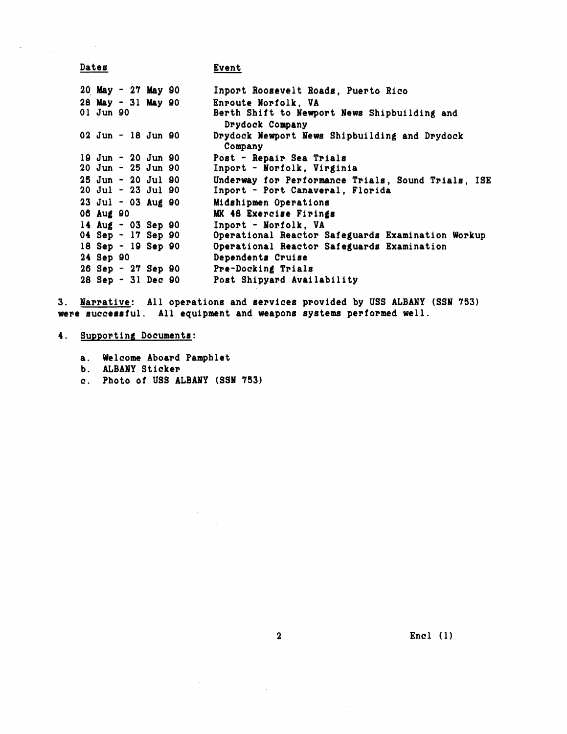| Dates | Event |
|---|---|
| 20 May - 27 May 90 | Inport Roosevelt Roads, Puerto Rico |
| 28 May - 31 May 90 | Enroute Norfolk, VA |
| 01 Jun 90 | Berth Shift to Newport News Shipbuilding and Drydock Company |
| 02 Jun - 18 Jun 90 | Drydock Newport News Shipbuilding and Drydock Company |
| 19 Jun - 20 Jun 90 | Post - Repair Sea Trials |
| 20 Jun - 25 Jun 90 | Inport - Norfolk, Virginia |
| 25 Jun - 20 Jul 90 | Underway for Performance Trials, Sound Trials, ISE |
| 20 Jul - 23 Jul 90 | Inport - Port Canaveral, Florida |
| 23 Jul - 03 Aug 90 | Midshipmen Operations |
| 06 Aug 90 | MK 48 Exercise Firings |
| 14 Aug - 03 Sep 90 | Inport - Norfolk, VA |
| 04 Sep - 17 Sep 90 | Operational Reactor Safeguards Examination Workup |
| 18 Sep - 19 Sep 90 | Operational Reactor Safeguards Examination |
| 24 Sep 90 | Dependents Cruise |
| 26 Sep - 27 Sep 90 | Pre-Docking Trials |
| 28 Sep - 31 Dec 90 | Post Shipyard Availability |

3. Narrative: All operations and services provided by USS ALBANY (SSN 753) were successful. All equipment and weapons systems performed well.

4. Supporting Documents:

   a. Welcome Aboard Pamphlet
   b. ALBANY Sticker
   c. Photo of USS ALBANY (SSN 753)

Encl (1)